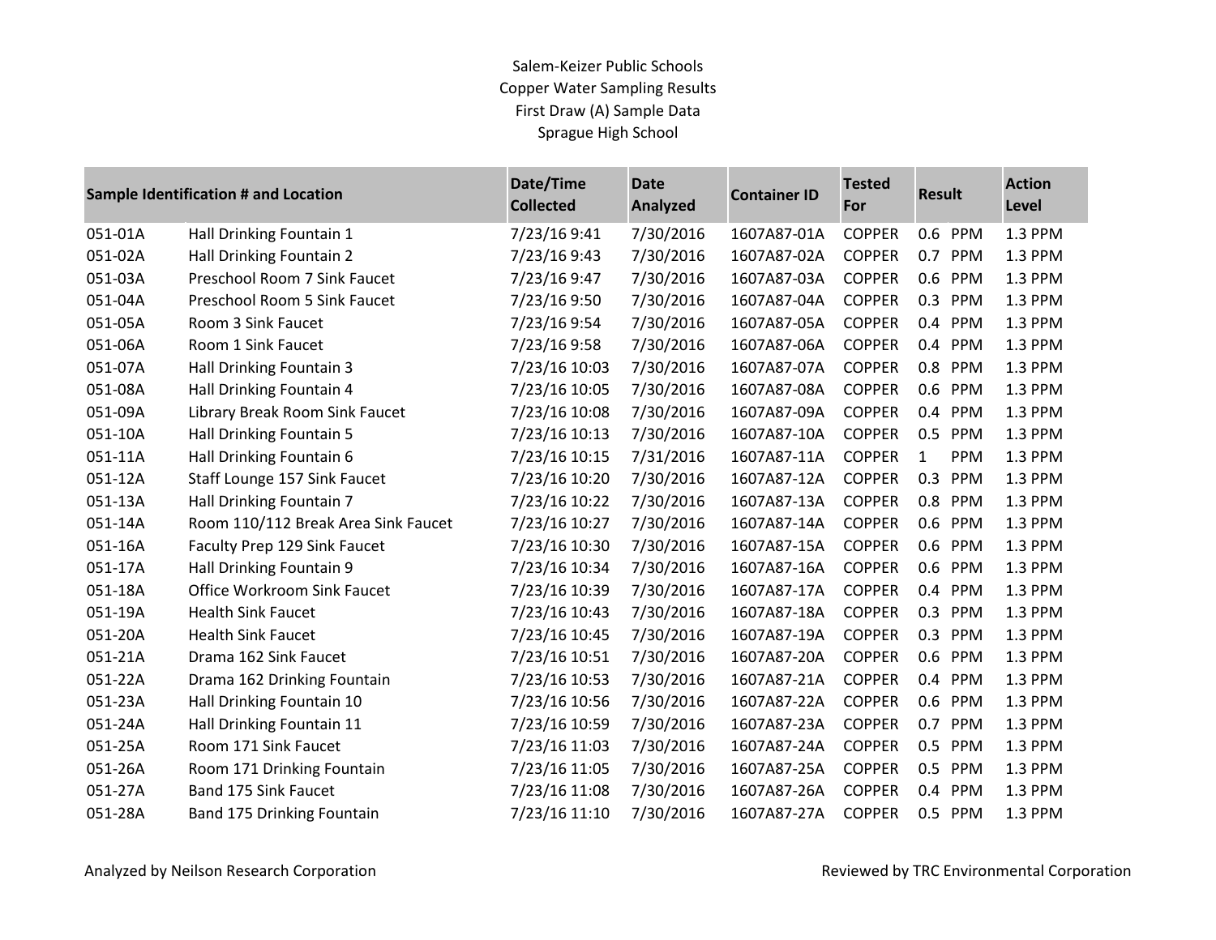Salem-Keizer Public Schools
Copper Water Sampling Results
First Draw (A) Sample Data
Sprague High School

| Sample Identification # and Location | | Date/Time Collected | Date Analyzed | Container ID | Tested For | Result | Action Level |
|---|---|---|---|---|---|---|---|
| 051-01A | Hall Drinking Fountain 1 | 7/23/16 9:41 | 7/30/2016 | 1607A87-01A | COPPER | 0.6 PPM | 1.3 PPM |
| 051-02A | Hall Drinking Fountain 2 | 7/23/16 9:43 | 7/30/2016 | 1607A87-02A | COPPER | 0.7 PPM | 1.3 PPM |
| 051-03A | Preschool Room 7 Sink Faucet | 7/23/16 9:47 | 7/30/2016 | 1607A87-03A | COPPER | 0.6 PPM | 1.3 PPM |
| 051-04A | Preschool Room 5 Sink Faucet | 7/23/16 9:50 | 7/30/2016 | 1607A87-04A | COPPER | 0.3 PPM | 1.3 PPM |
| 051-05A | Room 3 Sink Faucet | 7/23/16 9:54 | 7/30/2016 | 1607A87-05A | COPPER | 0.4 PPM | 1.3 PPM |
| 051-06A | Room 1 Sink Faucet | 7/23/16 9:58 | 7/30/2016 | 1607A87-06A | COPPER | 0.4 PPM | 1.3 PPM |
| 051-07A | Hall Drinking Fountain 3 | 7/23/16 10:03 | 7/30/2016 | 1607A87-07A | COPPER | 0.8 PPM | 1.3 PPM |
| 051-08A | Hall Drinking Fountain 4 | 7/23/16 10:05 | 7/30/2016 | 1607A87-08A | COPPER | 0.6 PPM | 1.3 PPM |
| 051-09A | Library Break Room Sink Faucet | 7/23/16 10:08 | 7/30/2016 | 1607A87-09A | COPPER | 0.4 PPM | 1.3 PPM |
| 051-10A | Hall Drinking Fountain 5 | 7/23/16 10:13 | 7/30/2016 | 1607A87-10A | COPPER | 0.5 PPM | 1.3 PPM |
| 051-11A | Hall Drinking Fountain 6 | 7/23/16 10:15 | 7/31/2016 | 1607A87-11A | COPPER | 1 PPM | 1.3 PPM |
| 051-12A | Staff Lounge 157 Sink Faucet | 7/23/16 10:20 | 7/30/2016 | 1607A87-12A | COPPER | 0.3 PPM | 1.3 PPM |
| 051-13A | Hall Drinking Fountain 7 | 7/23/16 10:22 | 7/30/2016 | 1607A87-13A | COPPER | 0.8 PPM | 1.3 PPM |
| 051-14A | Room 110/112 Break Area Sink Faucet | 7/23/16 10:27 | 7/30/2016 | 1607A87-14A | COPPER | 0.6 PPM | 1.3 PPM |
| 051-16A | Faculty Prep 129 Sink Faucet | 7/23/16 10:30 | 7/30/2016 | 1607A87-15A | COPPER | 0.6 PPM | 1.3 PPM |
| 051-17A | Hall Drinking Fountain 9 | 7/23/16 10:34 | 7/30/2016 | 1607A87-16A | COPPER | 0.6 PPM | 1.3 PPM |
| 051-18A | Office Workroom Sink Faucet | 7/23/16 10:39 | 7/30/2016 | 1607A87-17A | COPPER | 0.4 PPM | 1.3 PPM |
| 051-19A | Health Sink Faucet | 7/23/16 10:43 | 7/30/2016 | 1607A87-18A | COPPER | 0.3 PPM | 1.3 PPM |
| 051-20A | Health Sink Faucet | 7/23/16 10:45 | 7/30/2016 | 1607A87-19A | COPPER | 0.3 PPM | 1.3 PPM |
| 051-21A | Drama 162 Sink Faucet | 7/23/16 10:51 | 7/30/2016 | 1607A87-20A | COPPER | 0.6 PPM | 1.3 PPM |
| 051-22A | Drama 162 Drinking Fountain | 7/23/16 10:53 | 7/30/2016 | 1607A87-21A | COPPER | 0.4 PPM | 1.3 PPM |
| 051-23A | Hall Drinking Fountain 10 | 7/23/16 10:56 | 7/30/2016 | 1607A87-22A | COPPER | 0.6 PPM | 1.3 PPM |
| 051-24A | Hall Drinking Fountain 11 | 7/23/16 10:59 | 7/30/2016 | 1607A87-23A | COPPER | 0.7 PPM | 1.3 PPM |
| 051-25A | Room 171 Sink Faucet | 7/23/16 11:03 | 7/30/2016 | 1607A87-24A | COPPER | 0.5 PPM | 1.3 PPM |
| 051-26A | Room 171 Drinking Fountain | 7/23/16 11:05 | 7/30/2016 | 1607A87-25A | COPPER | 0.5 PPM | 1.3 PPM |
| 051-27A | Band 175 Sink Faucet | 7/23/16 11:08 | 7/30/2016 | 1607A87-26A | COPPER | 0.4 PPM | 1.3 PPM |
| 051-28A | Band 175 Drinking Fountain | 7/23/16 11:10 | 7/30/2016 | 1607A87-27A | COPPER | 0.5 PPM | 1.3 PPM |

Analyzed by Neilson Research Corporation

Reviewed by TRC Environmental Corporation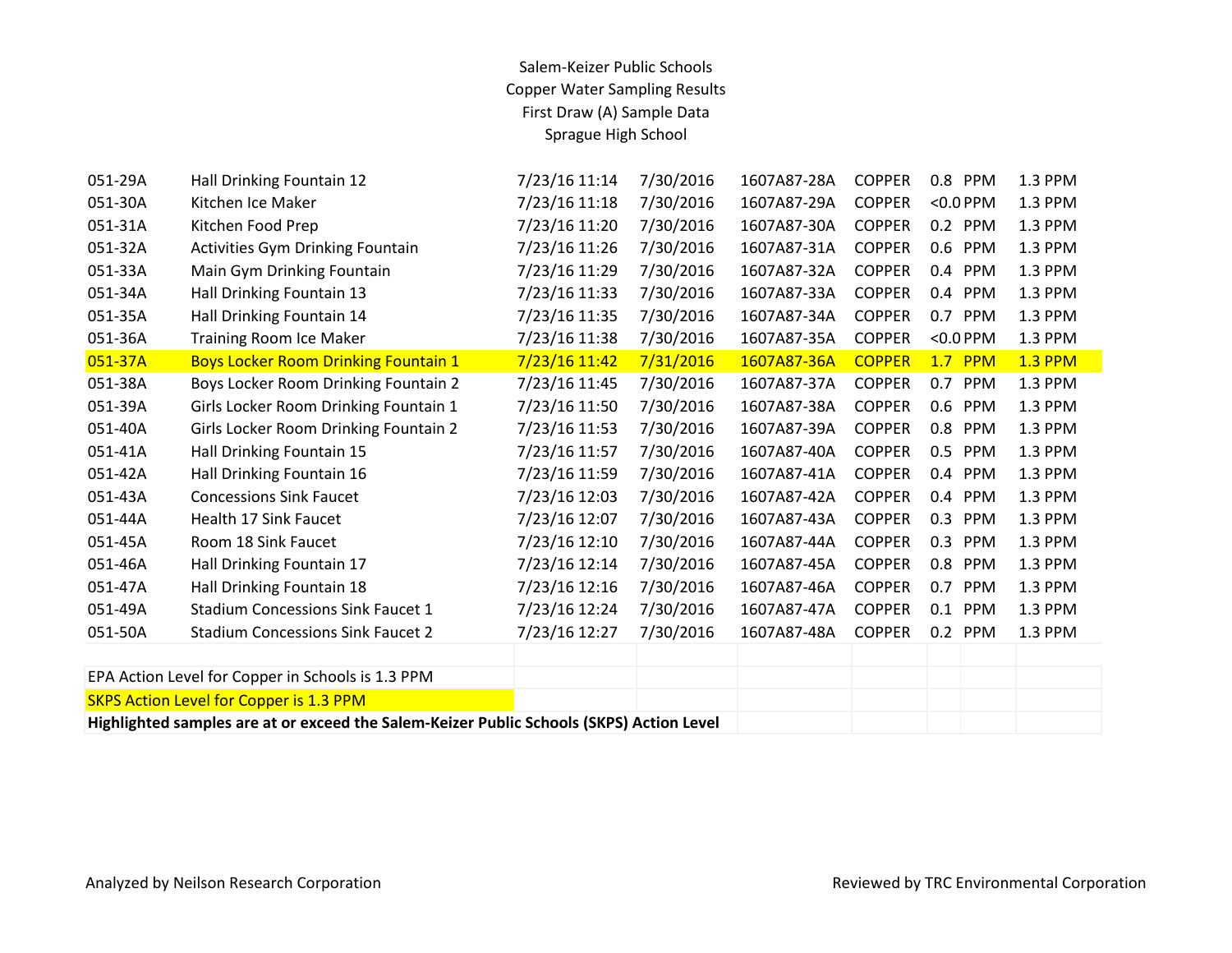Salem-Keizer Public Schools
Copper Water Sampling Results
First Draw (A) Sample Data
Sprague High School

| | | | | | | | | |
|---|---|---|---|---|---|---|---|---|
| 051-29A | Hall Drinking Fountain 12 | 7/23/16 11:14 | 7/30/2016 | 1607A87-28A | COPPER | 0.8 | PPM | 1.3 PPM |
| 051-30A | Kitchen Ice Maker | 7/23/16 11:18 | 7/30/2016 | 1607A87-29A | COPPER | <0.0 | PPM | 1.3 PPM |
| 051-31A | Kitchen Food Prep | 7/23/16 11:20 | 7/30/2016 | 1607A87-30A | COPPER | 0.2 | PPM | 1.3 PPM |
| 051-32A | Activities Gym Drinking Fountain | 7/23/16 11:26 | 7/30/2016 | 1607A87-31A | COPPER | 0.6 | PPM | 1.3 PPM |
| 051-33A | Main Gym Drinking Fountain | 7/23/16 11:29 | 7/30/2016 | 1607A87-32A | COPPER | 0.4 | PPM | 1.3 PPM |
| 051-34A | Hall Drinking Fountain 13 | 7/23/16 11:33 | 7/30/2016 | 1607A87-33A | COPPER | 0.4 | PPM | 1.3 PPM |
| 051-35A | Hall Drinking Fountain 14 | 7/23/16 11:35 | 7/30/2016 | 1607A87-34A | COPPER | 0.7 | PPM | 1.3 PPM |
| 051-36A | Training Room Ice Maker | 7/23/16 11:38 | 7/30/2016 | 1607A87-35A | COPPER | <0.0 | PPM | 1.3 PPM |
| 051-37A | Boys Locker Room Drinking Fountain 1 | 7/23/16 11:42 | 7/31/2016 | 1607A87-36A | COPPER | 1.7 | PPM | 1.3 PPM |
| 051-38A | Boys Locker Room Drinking Fountain 2 | 7/23/16 11:45 | 7/30/2016 | 1607A87-37A | COPPER | 0.7 | PPM | 1.3 PPM |
| 051-39A | Girls Locker Room Drinking Fountain 1 | 7/23/16 11:50 | 7/30/2016 | 1607A87-38A | COPPER | 0.6 | PPM | 1.3 PPM |
| 051-40A | Girls Locker Room Drinking Fountain 2 | 7/23/16 11:53 | 7/30/2016 | 1607A87-39A | COPPER | 0.8 | PPM | 1.3 PPM |
| 051-41A | Hall Drinking Fountain 15 | 7/23/16 11:57 | 7/30/2016 | 1607A87-40A | COPPER | 0.5 | PPM | 1.3 PPM |
| 051-42A | Hall Drinking Fountain 16 | 7/23/16 11:59 | 7/30/2016 | 1607A87-41A | COPPER | 0.4 | PPM | 1.3 PPM |
| 051-43A | Concessions Sink Faucet | 7/23/16 12:03 | 7/30/2016 | 1607A87-42A | COPPER | 0.4 | PPM | 1.3 PPM |
| 051-44A | Health 17 Sink Faucet | 7/23/16 12:07 | 7/30/2016 | 1607A87-43A | COPPER | 0.3 | PPM | 1.3 PPM |
| 051-45A | Room 18 Sink Faucet | 7/23/16 12:10 | 7/30/2016 | 1607A87-44A | COPPER | 0.3 | PPM | 1.3 PPM |
| 051-46A | Hall Drinking Fountain 17 | 7/23/16 12:14 | 7/30/2016 | 1607A87-45A | COPPER | 0.8 | PPM | 1.3 PPM |
| 051-47A | Hall Drinking Fountain 18 | 7/23/16 12:16 | 7/30/2016 | 1607A87-46A | COPPER | 0.7 | PPM | 1.3 PPM |
| 051-49A | Stadium Concessions Sink Faucet 1 | 7/23/16 12:24 | 7/30/2016 | 1607A87-47A | COPPER | 0.1 | PPM | 1.3 PPM |
| 051-50A | Stadium Concessions Sink Faucet 2 | 7/23/16 12:27 | 7/30/2016 | 1607A87-48A | COPPER | 0.2 | PPM | 1.3 PPM |

EPA Action Level for Copper in Schools is 1.3 PPM

SKPS Action Level for Copper is 1.3 PPM

**Highlighted samples are at or exceed the Salem-Keizer Public Schools (SKPS) Action Level**

Analyzed by Neilson Research Corporation

Reviewed by TRC Environmental Corporation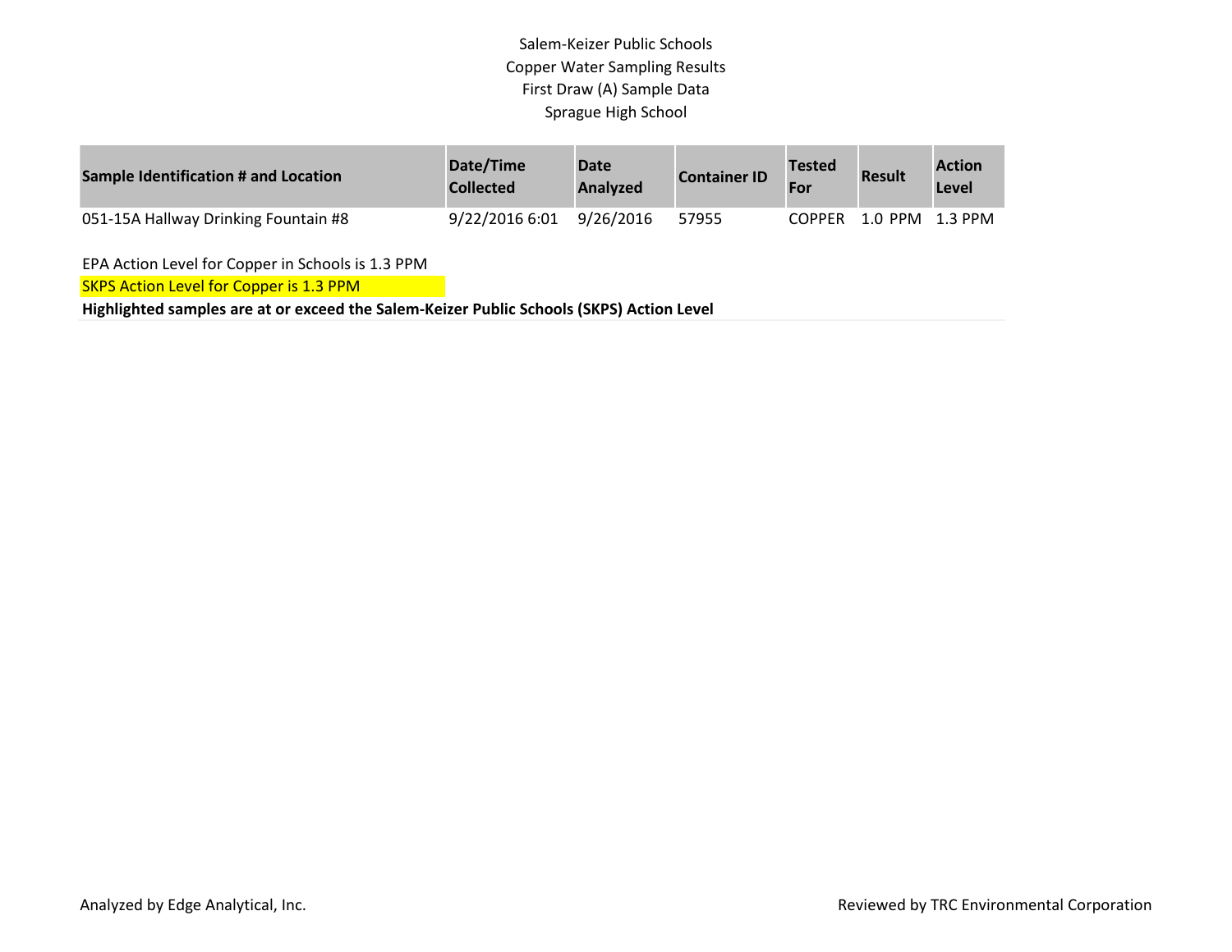Salem-Keizer Public Schools
Copper Water Sampling Results
First Draw (A) Sample Data
Sprague High School

| Sample Identification # and Location | Date/Time Collected | Date Analyzed | Container ID | Tested For | Result | Action Level |
|---|---|---|---|---|---|---|
| 051-15A Hallway Drinking Fountain #8 | 9/22/2016 6:01 | 9/26/2016 | 57955 | COPPER | 1.0 PPM | 1.3 PPM |

EPA Action Level for Copper in Schools is 1.3 PPM

SKPS Action Level for Copper is 1.3 PPM

**Highlighted samples are at or exceed the Salem-Keizer Public Schools (SKPS) Action Level**

Analyzed by Edge Analytical, Inc.

Reviewed by TRC Environmental Corporation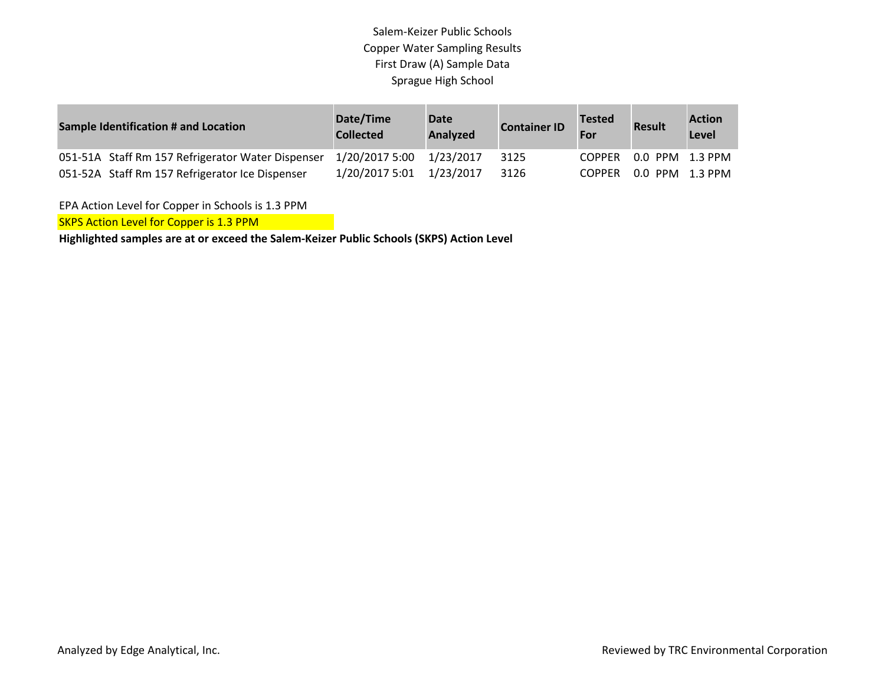Salem-Keizer Public Schools
Copper Water Sampling Results
First Draw (A) Sample Data
Sprague High School

| Sample Identification # and Location | Date/Time Collected | Date Analyzed | Container ID | Tested For | Result | Action Level |
|---|---|---|---|---|---|---|
| 051-51A Staff Rm 157 Refrigerator Water Dispenser | 1/20/2017 5:00 | 1/23/2017 | 3125 | COPPER | 0.0 PPM | 1.3 PPM |
| 051-52A Staff Rm 157 Refrigerator Ice Dispenser | 1/20/2017 5:01 | 1/23/2017 | 3126 | COPPER | 0.0 PPM | 1.3 PPM |

EPA Action Level for Copper in Schools is 1.3 PPM

SKPS Action Level for Copper is 1.3 PPM

**Highlighted samples are at or exceed the Salem-Keizer Public Schools (SKPS) Action Level**

Analyzed by Edge Analytical, Inc.

Reviewed by TRC Environmental Corporation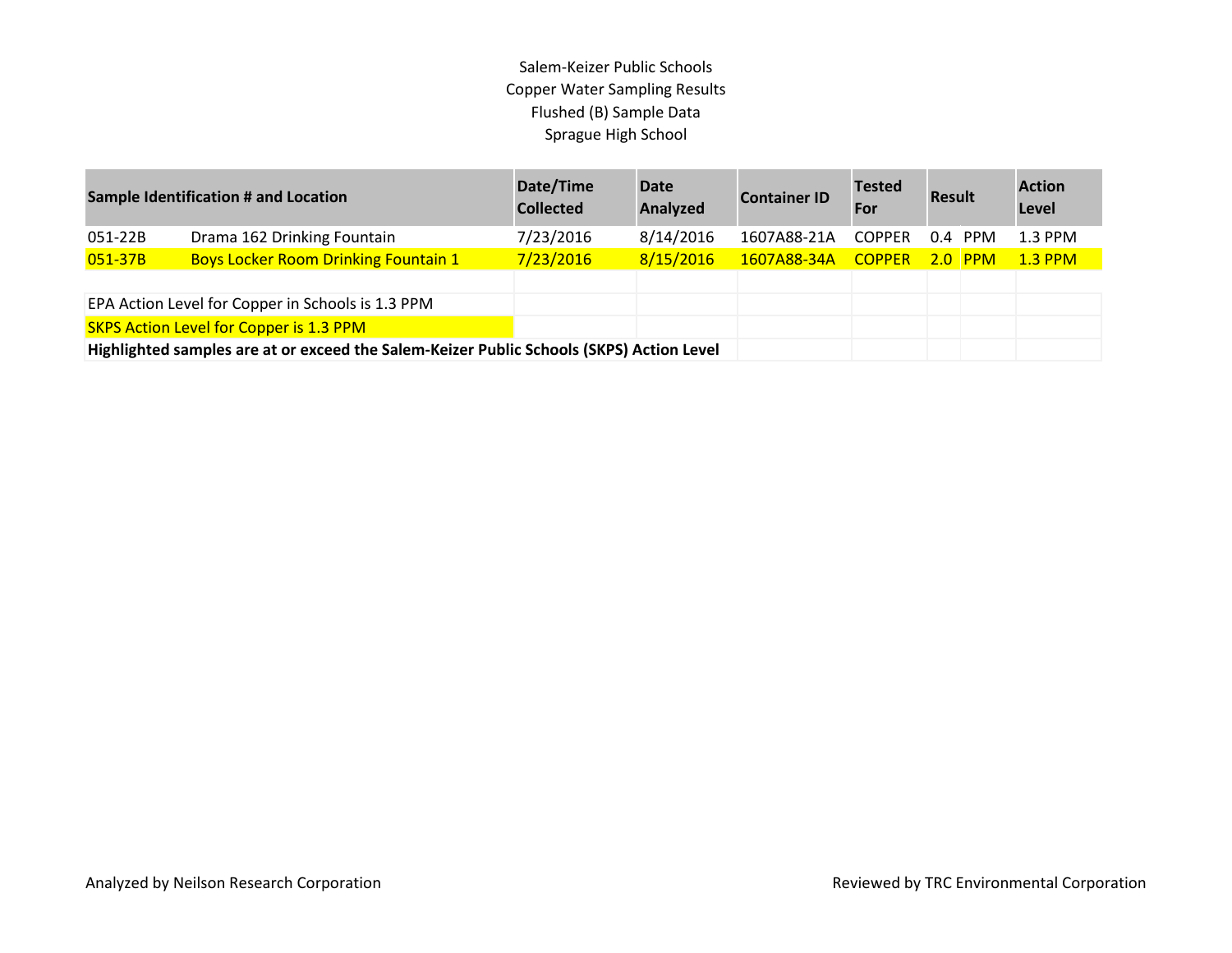Salem-Keizer Public Schools
Copper Water Sampling Results
Flushed (B) Sample Data
Sprague High School

| Sample Identification # and Location | | Date/Time Collected | Date Analyzed | Container ID | Tested For | Result | | Action Level |
|---|---|---|---|---|---|---|---|---|
| 051-22B | Drama 162 Drinking Fountain | 7/23/2016 | 8/14/2016 | 1607A88-21A | COPPER | 0.4 | PPM | 1.3 PPM |
| 051-37B | Boys Locker Room Drinking Fountain 1 | 7/23/2016 | 8/15/2016 | 1607A88-34A | COPPER | 2.0 | PPM | 1.3 PPM |

EPA Action Level for Copper in Schools is 1.3 PPM

SKPS Action Level for Copper is 1.3 PPM

**Highlighted samples are at or exceed the Salem-Keizer Public Schools (SKPS) Action Level**

Analyzed by Neilson Research Corporation

Reviewed by TRC Environmental Corporation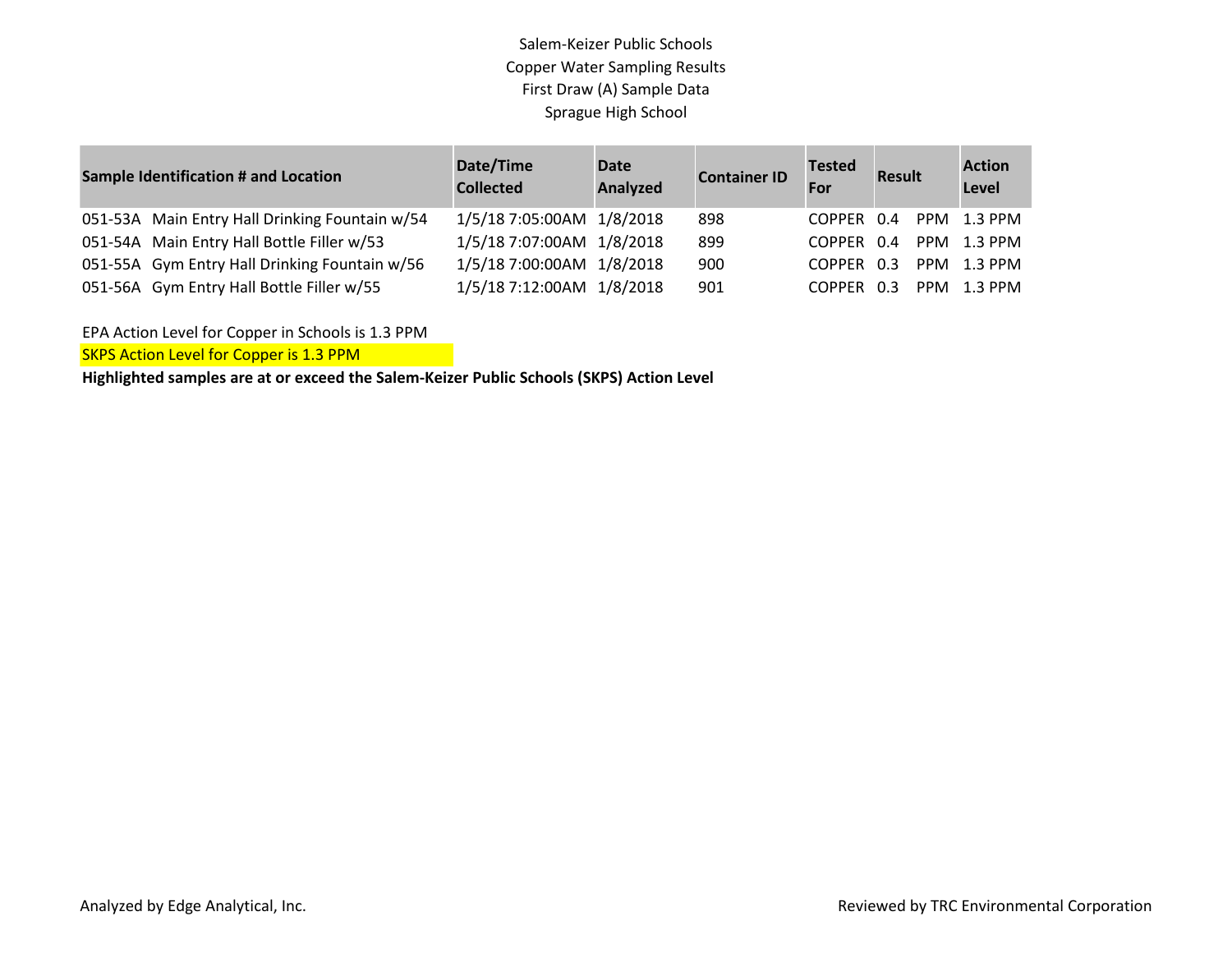Salem-Keizer Public Schools
Copper Water Sampling Results
First Draw (A) Sample Data
Sprague High School

| Sample Identification # and Location | Date/Time Collected | Date Analyzed | Container ID | Tested For | Result | Action Level |
|---|---|---|---|---|---|---|
| 051-53A Main Entry Hall Drinking Fountain w/54 | 1/5/18 7:05:00AM | 1/8/2018 | 898 | COPPER | 0.4 PPM | 1.3 PPM |
| 051-54A Main Entry Hall Bottle Filler w/53 | 1/5/18 7:07:00AM | 1/8/2018 | 899 | COPPER | 0.4 PPM | 1.3 PPM |
| 051-55A Gym Entry Hall Drinking Fountain w/56 | 1/5/18 7:00:00AM | 1/8/2018 | 900 | COPPER | 0.3 PPM | 1.3 PPM |
| 051-56A Gym Entry Hall Bottle Filler w/55 | 1/5/18 7:12:00AM | 1/8/2018 | 901 | COPPER | 0.3 PPM | 1.3 PPM |

EPA Action Level for Copper in Schools is 1.3 PPM

SKPS Action Level for Copper is 1.3 PPM

**Highlighted samples are at or exceed the Salem-Keizer Public Schools (SKPS) Action Level**

Analyzed by Edge Analytical, Inc.

Reviewed by TRC Environmental Corporation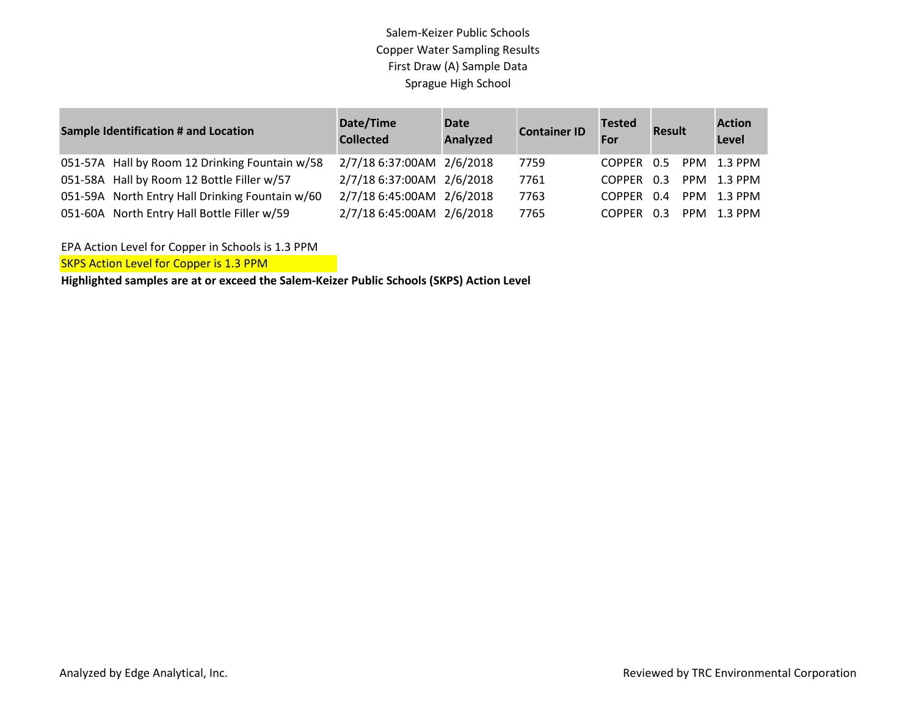# Salem-Keizer Public Schools
## Copper Water Sampling Results
### First Draw (A) Sample Data
### Sprague High School

| Sample Identification # and Location | Date/Time Collected | Date Analyzed | Container ID | Tested For | Result | | Action Level |
|---|---|---|---|---|---|---|---|
| 051-57A Hall by Room 12 Drinking Fountain w/58 | 2/7/18 6:37:00AM | 2/6/2018 | 7759 | COPPER | 0.5 | PPM | 1.3 PPM |
| 051-58A Hall by Room 12 Bottle Filler w/57 | 2/7/18 6:37:00AM | 2/6/2018 | 7761 | COPPER | 0.3 | PPM | 1.3 PPM |
| 051-59A North Entry Hall Drinking Fountain w/60 | 2/7/18 6:45:00AM | 2/6/2018 | 7763 | COPPER | 0.4 | PPM | 1.3 PPM |
| 051-60A North Entry Hall Bottle Filler w/59 | 2/7/18 6:45:00AM | 2/6/2018 | 7765 | COPPER | 0.3 | PPM | 1.3 PPM |

EPA Action Level for Copper in Schools is 1.3 PPM

SKPS Action Level for Copper is 1.3 PPM

**Highlighted samples are at or exceed the Salem-Keizer Public Schools (SKPS) Action Level**

Analyzed by Edge Analytical, Inc.

Reviewed by TRC Environmental Corporation